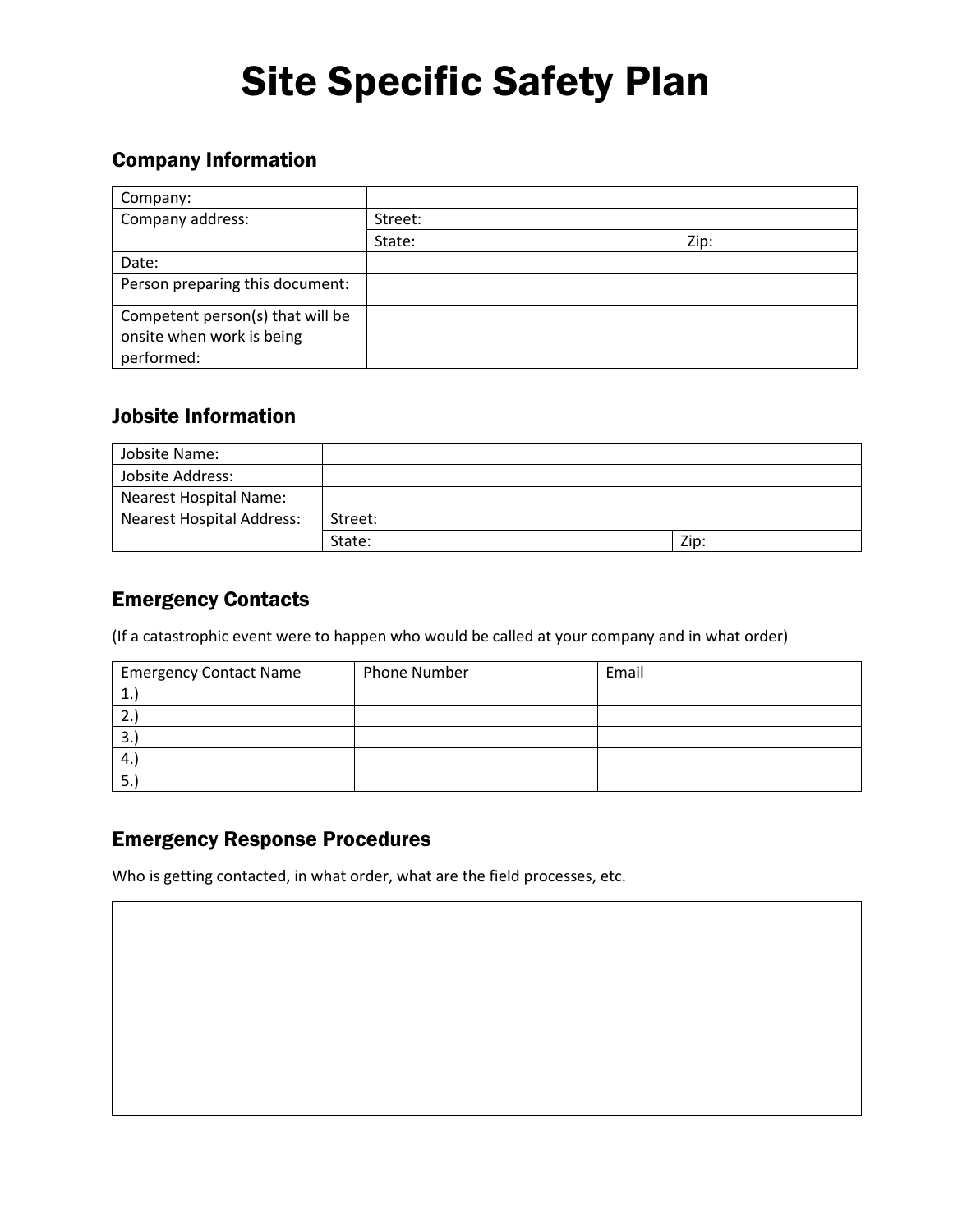# Site Specific Safety Plan

## Company Information

| | | |
|---|---|---|
| Company: | | |
| Company address: | Street: | |
| | State: | Zip: |
| Date: | | |
| Person preparing this document: | | |
| Competent person(s) that will be onsite when work is being performed: | | |

## Jobsite Information

| | | |
|---|---|---|
| Jobsite Name: | | |
| Jobsite Address: | | |
| Nearest Hospital Name: | | |
| Nearest Hospital Address: | Street: | |
| | State: | Zip: |

## Emergency Contacts

(If a catastrophic event were to happen who would be called at your company and in what order)

| Emergency Contact Name | Phone Number | Email |
|---|---|---|
| 1.) | | |
| 2.) | | |
| 3.) | | |
| 4.) | | |
| 5.) | | |

## Emergency Response Procedures

Who is getting contacted, in what order, what are the field processes, etc.

| |
|---|
| |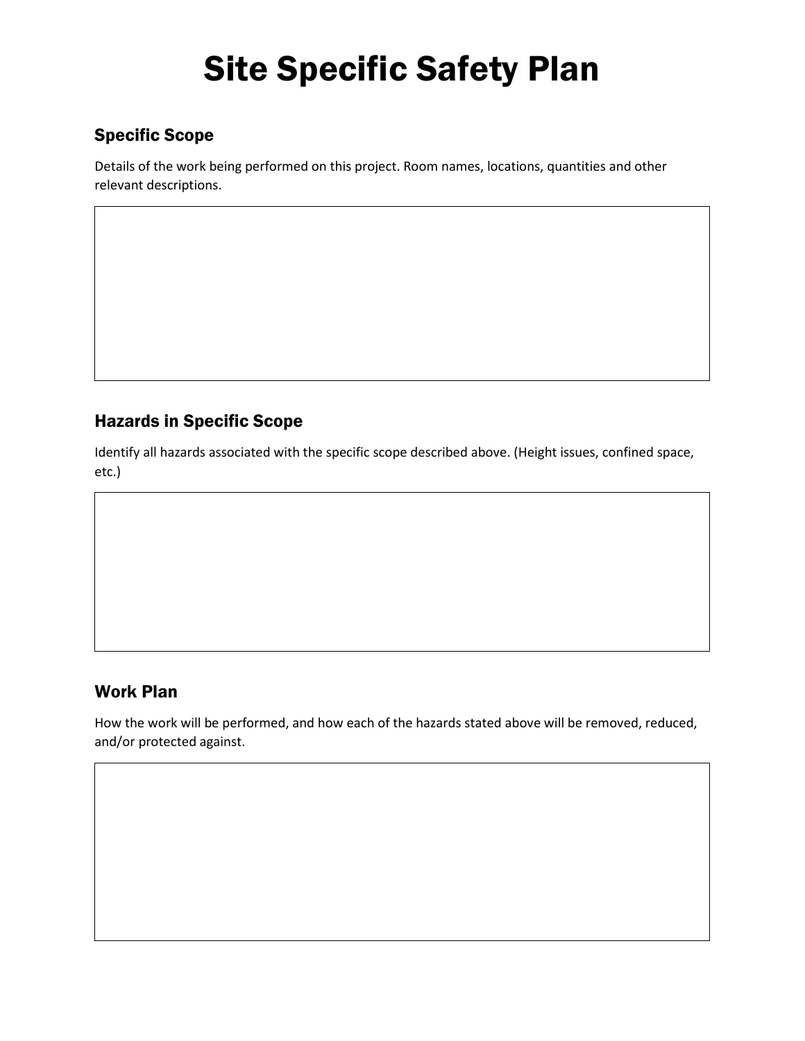# Site Specific Safety Plan

## Specific Scope

Details of the work being performed on this project. Room names, locations, quantities and other relevant descriptions.

## Hazards in Specific Scope

Identify all hazards associated with the specific scope described above. (Height issues, confined space, etc.)

## Work Plan

How the work will be performed, and how each of the hazards stated above will be removed, reduced, and/or protected against.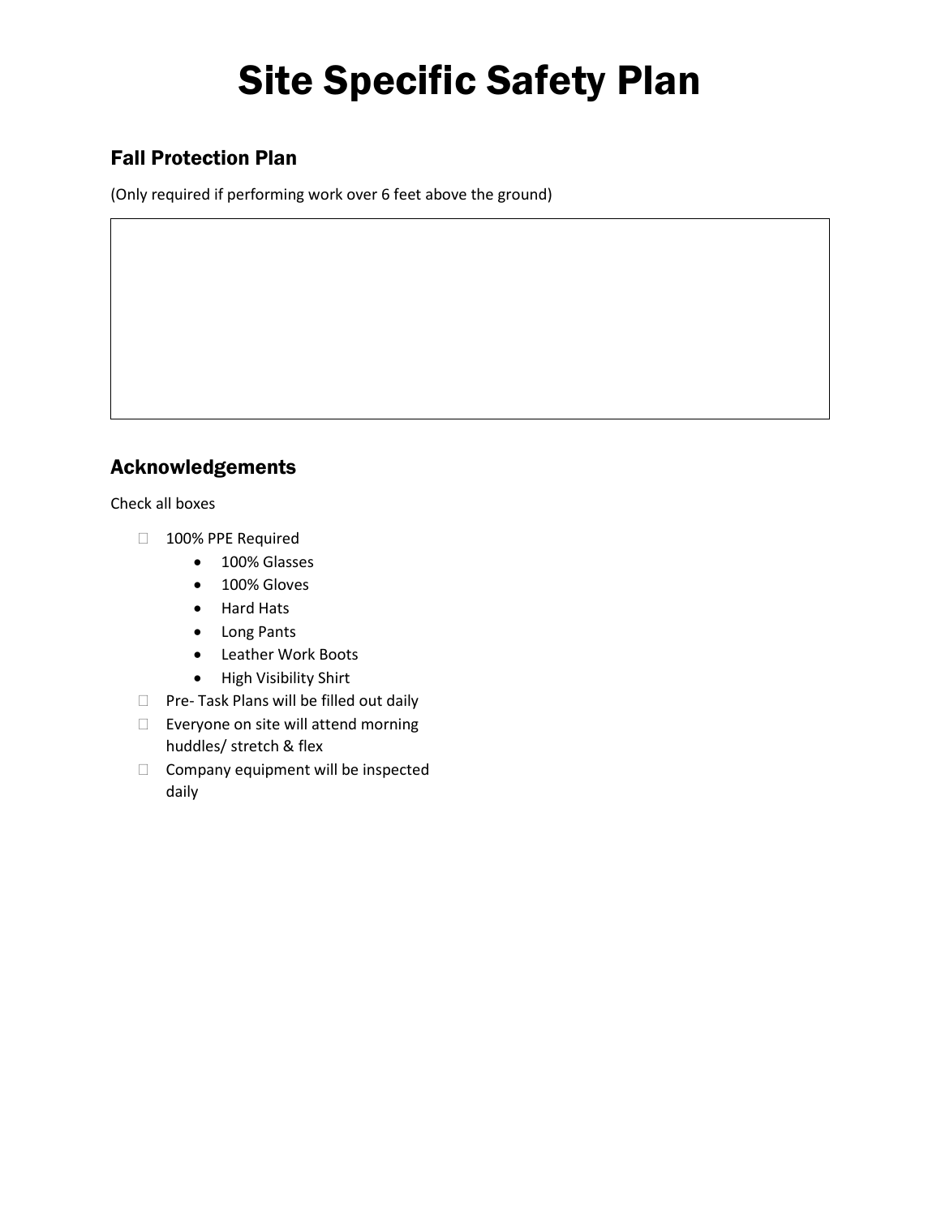# Site Specific Safety Plan

## Fall Protection Plan

(Only required if performing work over 6 feet above the ground)

| |
|---|
| |

## Acknowledgements

Check all boxes

- ☐ 100% PPE Required
  - 100% Glasses
  - 100% Gloves
  - Hard Hats
  - Long Pants
  - Leather Work Boots
  - High Visibility Shirt
- ☐ Pre- Task Plans will be filled out daily
- ☐ Everyone on site will attend morning huddles/ stretch & flex
- ☐ Company equipment will be inspected daily